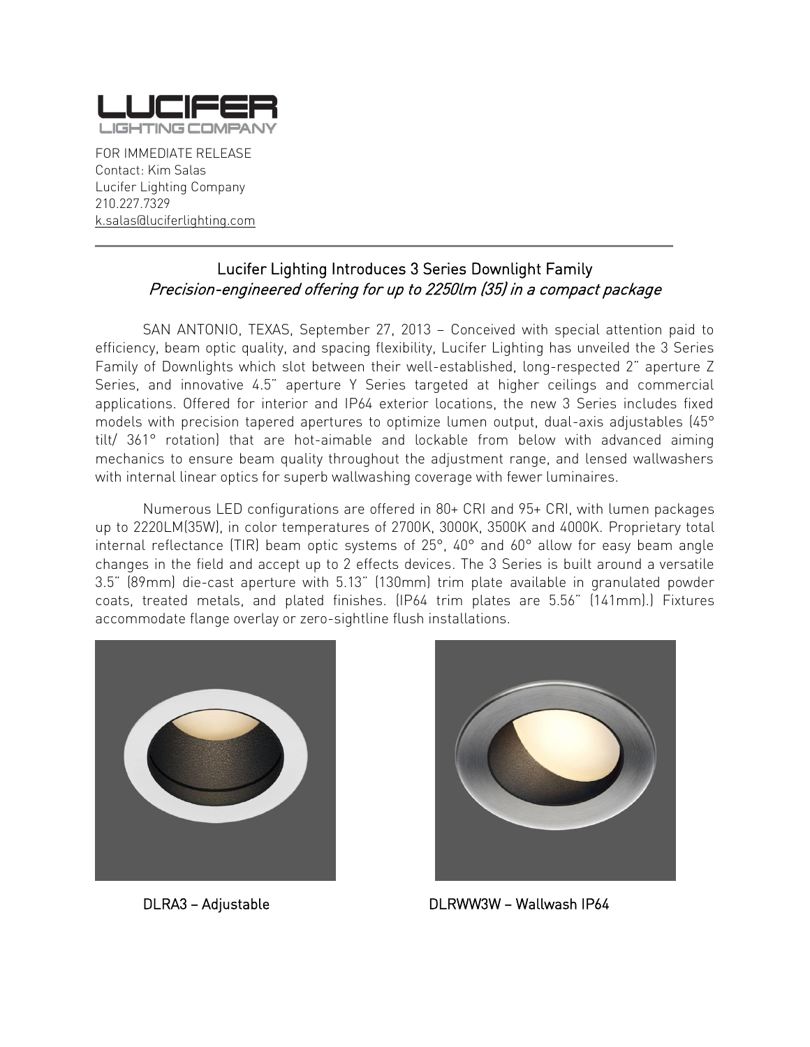LUCIFER
LIGHTING COMPANY

FOR IMMEDIATE RELEASE
Contact: Kim Salas
Lucifer Lighting Company
210.227.7329
k.salas@luciferlighting.com

---

## Lucifer Lighting Introduces 3 Series Downlight Family

*Precision-engineered offering for up to 2250lm (35) in a compact package*

SAN ANTONIO, TEXAS, September 27, 2013 – Conceived with special attention paid to efficiency, beam optic quality, and spacing flexibility, Lucifer Lighting has unveiled the 3 Series Family of Downlights which slot between their well-established, long-respected 2" aperture Z Series, and innovative 4.5" aperture Y Series targeted at higher ceilings and commercial applications. Offered for interior and IP64 exterior locations, the new 3 Series includes fixed models with precision tapered apertures to optimize lumen output, dual-axis adjustables (45° tilt/ 361° rotation) that are hot-aimable and lockable from below with advanced aiming mechanics to ensure beam quality throughout the adjustment range, and lensed wallwashers with internal linear optics for superb wallwashing coverage with fewer luminaires.

Numerous LED configurations are offered in 80+ CRI and 95+ CRI, with lumen packages up to 2220LM(35W), in color temperatures of 2700K, 3000K, 3500K and 4000K. Proprietary total internal reflectance (TIR) beam optic systems of 25°, 40° and 60° allow for easy beam angle changes in the field and accept up to 2 effects devices. The 3 Series is built around a versatile 3.5" (89mm) die-cast aperture with 5.13" (130mm) trim plate available in granulated powder coats, treated metals, and plated finishes. (IP64 trim plates are 5.56" (141mm).) Fixtures accommodate flange overlay or zero-sightline flush installations.

DLRA3 – Adjustable

DLRWW3W – Wallwash IP64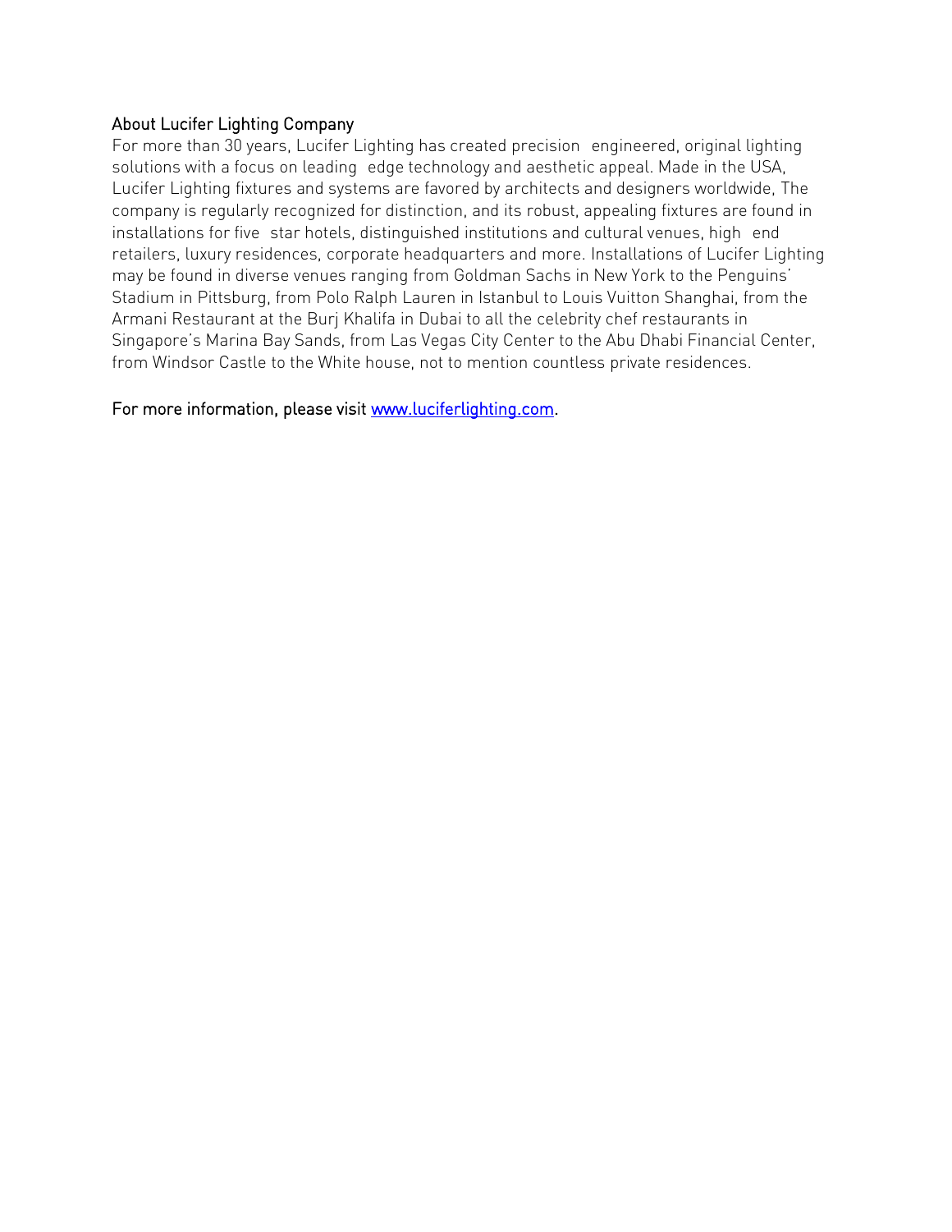## About Lucifer Lighting Company

For more than 30 years, Lucifer Lighting has created precision engineered, original lighting solutions with a focus on leading edge technology and aesthetic appeal. Made in the USA, Lucifer Lighting fixtures and systems are favored by architects and designers worldwide, The company is regularly recognized for distinction, and its robust, appealing fixtures are found in installations for five star hotels, distinguished institutions and cultural venues, high end retailers, luxury residences, corporate headquarters and more. Installations of Lucifer Lighting may be found in diverse venues ranging from Goldman Sachs in New York to the Penguins' Stadium in Pittsburg, from Polo Ralph Lauren in Istanbul to Louis Vuitton Shanghai, from the Armani Restaurant at the Burj Khalifa in Dubai to all the celebrity chef restaurants in Singapore's Marina Bay Sands, from Las Vegas City Center to the Abu Dhabi Financial Center, from Windsor Castle to the White house, not to mention countless private residences.

For more information, please visit [www.luciferlighting.com](http://www.luciferlighting.com).